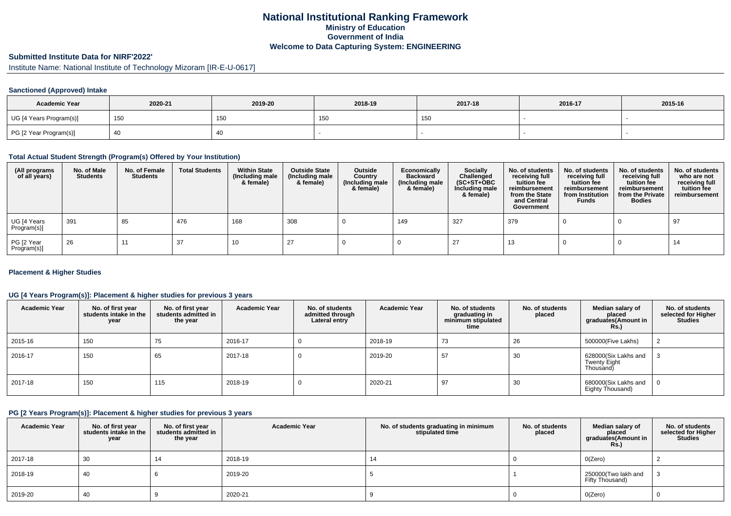# National Institutional Ranking Framework
## Ministry of Education
## Government of India
## Welcome to Data Capturing System: ENGINEERING

### Submitted Institute Data for NIRF'2022'

Institute Name: National Institute of Technology Mizoram [IR-E-U-0617]

#### Sanctioned (Approved) Intake

| Academic Year | 2020-21 | 2019-20 | 2018-19 | 2017-18 | 2016-17 | 2015-16 |
|---|---|---|---|---|---|---|
| UG [4 Years Program(s)] | 150 | 150 | 150 | 150 | - | - |
| PG [2 Year Program(s)] | 40 | 40 | - | - | - | - |

#### Total Actual Student Strength (Program(s) Offered by Your Institution)

| (All programs of all years) | No. of Male Students | No. of Female Students | Total Students | Within State (Including male & female) | Outside State (Including male & female) | Outside Country (Including male & female) | Economically Backward (Including male & female) | Socially Challenged (SC+ST+OBC Including male & female) | No. of students receiving full tuition fee reimbursement from the State and Central Government | No. of students receiving full tuition fee reimbursement from Institution Funds | No. of students receiving full tuition fee reimbursement from the Private Bodies | No. of students who are not receiving full tuition fee reimbursement |
|---|---|---|---|---|---|---|---|---|---|---|---|---|
| UG [4 Years Program(s)] | 391 | 85 | 476 | 168 | 308 | 0 | 149 | 327 | 379 | 0 | 0 | 97 |
| PG [2 Year Program(s)] | 26 | 11 | 37 | 10 | 27 | 0 | 0 | 27 | 13 | 0 | 0 | 14 |

#### Placement & Higher Studies

#### UG [4 Years Program(s)]: Placement & higher studies for previous 3 years

| Academic Year | No. of first year students intake in the year | No. of first year students admitted in the year | Academic Year | No. of students admitted through Lateral entry | Academic Year | No. of students graduating in minimum stipulated time | No. of students placed | Median salary of placed graduates(Amount in Rs.) | No. of students selected for Higher Studies |
|---|---|---|---|---|---|---|---|---|---|
| 2015-16 | 150 | 75 | 2016-17 | 0 | 2018-19 | 73 | 26 | 500000(Five Lakhs) | 2 |
| 2016-17 | 150 | 65 | 2017-18 | 0 | 2019-20 | 57 | 30 | 628000(Six Lakhs and Twenty Eight Thousand) | 3 |
| 2017-18 | 150 | 115 | 2018-19 | 0 | 2020-21 | 97 | 30 | 680000(Six Lakhs and Eighty Thousand) | 0 |

#### PG [2 Years Program(s)]: Placement & higher studies for previous 3 years

| Academic Year | No. of first year students intake in the year | No. of first year students admitted in the year | Academic Year | No. of students graduating in minimum stipulated time | No. of students placed | Median salary of placed graduates(Amount in Rs.) | No. of students selected for Higher Studies |
|---|---|---|---|---|---|---|---|
| 2017-18 | 30 | 14 | 2018-19 | 14 | 0 | 0(Zero) | 2 |
| 2018-19 | 40 | 6 | 2019-20 | 5 | 1 | 250000(Two lakh and Fifty Thousand) | 3 |
| 2019-20 | 40 | 9 | 2020-21 | 9 | 0 | 0(Zero) | 0 |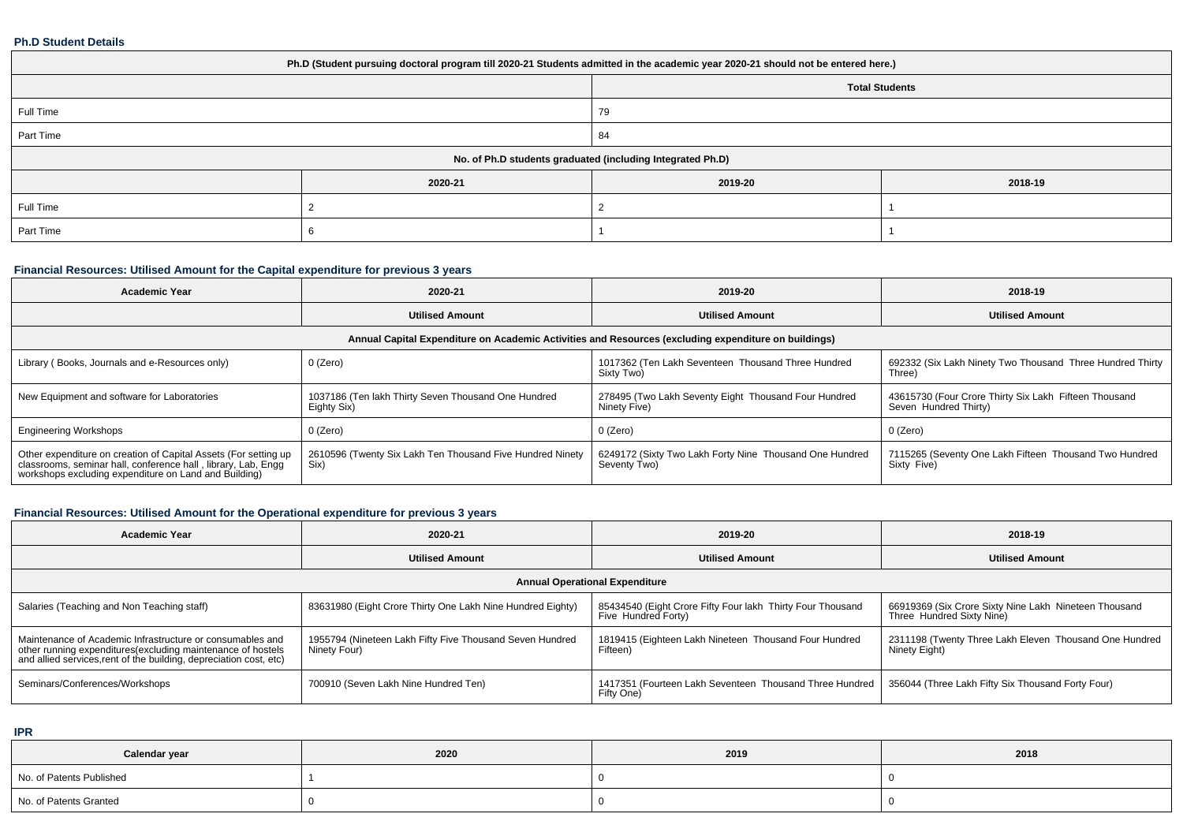### Ph.D Student Details

| Ph.D (Student pursuing doctoral program till 2020-21 Students admitted in the academic year 2020-21 should not be entered here.) | | | |
|---|---|---|---|
| | | Total Students | |
| Full Time | | 79 | |
| Part Time | | 84 | |
| No. of Ph.D students graduated (including Integrated Ph.D) | | | |
| | 2020-21 | 2019-20 | 2018-19 |
| Full Time | 2 | 2 | 1 |
| Part Time | 6 | 1 | 1 |

### Financial Resources: Utilised Amount for the Capital expenditure for previous 3 years

| Academic Year | 2020-21 | 2019-20 | 2018-19 |
|---|---|---|---|
| | Utilised Amount | Utilised Amount | Utilised Amount |
| Annual Capital Expenditure on Academic Activities and Resources (excluding expenditure on buildings) | | | |
| Library ( Books, Journals and e-Resources only) | 0 (Zero) | 1017362 (Ten Lakh Seventeen Thousand Three Hundred Sixty Two) | 692332 (Six Lakh Ninety Two Thousand Three Hundred Thirty Three) |
| New Equipment and software for Laboratories | 1037186 (Ten lakh Thirty Seven Thousand One Hundred Eighty Six) | 278495 (Two Lakh Seventy Eight Thousand Four Hundred Ninety Five) | 43615730 (Four Crore Thirty Six Lakh Fifteen Thousand Seven Hundred Thirty) |
| Engineering Workshops | 0 (Zero) | 0 (Zero) | 0 (Zero) |
| Other expenditure on creation of Capital Assets (For setting up classrooms, seminar hall, conference hall , library, Lab, Engg workshops excluding expenditure on Land and Building) | 2610596 (Twenty Six Lakh Ten Thousand Five Hundred Ninety Six) | 6249172 (Sixty Two Lakh Forty Nine Thousand One Hundred Seventy Two) | 7115265 (Seventy One Lakh Fifteen Thousand Two Hundred Sixty Five) |

### Financial Resources: Utilised Amount for the Operational expenditure for previous 3 years

| Academic Year | 2020-21 | 2019-20 | 2018-19 |
|---|---|---|---|
| | Utilised Amount | Utilised Amount | Utilised Amount |
| Annual Operational Expenditure | | | |
| Salaries (Teaching and Non Teaching staff) | 83631980 (Eight Crore Thirty One Lakh Nine Hundred Eighty) | 85434540 (Eight Crore Fifty Four lakh Thirty Four Thousand Five Hundred Forty) | 66919369 (Six Crore Sixty Nine Lakh Nineteen Thousand Three Hundred Sixty Nine) |
| Maintenance of Academic Infrastructure or consumables and other running expenditures(excluding maintenance of hostels and allied services,rent of the building, depreciation cost, etc) | 1955794 (Nineteen Lakh Fifty Five Thousand Seven Hundred Ninety Four) | 1819415 (Eighteen Lakh Nineteen Thousand Four Hundred Fifteen) | 2311198 (Twenty Three Lakh Eleven Thousand One Hundred Ninety Eight) |
| Seminars/Conferences/Workshops | 700910 (Seven Lakh Nine Hundred Ten) | 1417351 (Fourteen Lakh Seventeen Thousand Three Hundred Fifty One) | 356044 (Three Lakh Fifty Six Thousand Forty Four) |

### IPR

| Calendar year | 2020 | 2019 | 2018 |
|---|---|---|---|
| No. of Patents Published | 1 | 0 | 0 |
| No. of Patents Granted | 0 | 0 | 0 |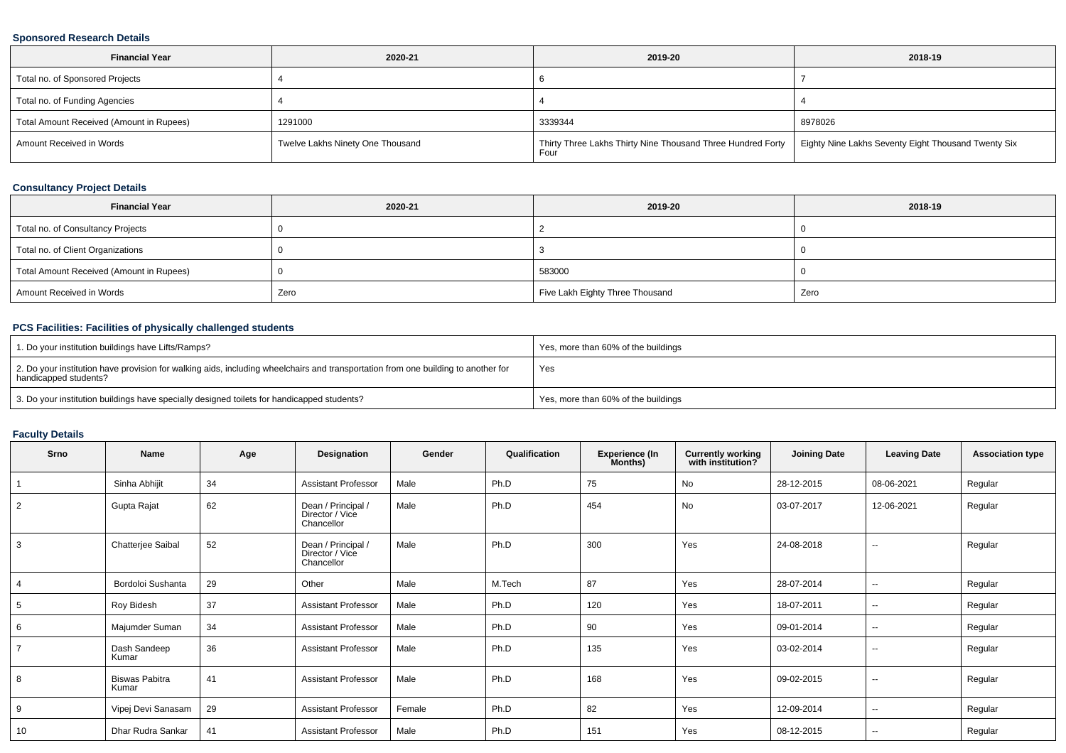### Sponsored Research Details

| Financial Year | 2020-21 | 2019-20 | 2018-19 |
|---|---|---|---|
| Total no. of Sponsored Projects | 4 | 6 | 7 |
| Total no. of Funding Agencies | 4 | 4 | 4 |
| Total Amount Received (Amount in Rupees) | 1291000 | 3339344 | 8978026 |
| Amount Received in Words | Twelve Lakhs Ninety One Thousand | Thirty Three Lakhs Thirty Nine Thousand Three Hundred Forty Four | Eighty Nine Lakhs Seventy Eight Thousand Twenty Six |

### Consultancy Project Details

| Financial Year | 2020-21 | 2019-20 | 2018-19 |
|---|---|---|---|
| Total no. of Consultancy Projects | 0 | 2 | 0 |
| Total no. of Client Organizations | 0 | 3 | 0 |
| Total Amount Received (Amount in Rupees) | 0 | 583000 | 0 |
| Amount Received in Words | Zero | Five Lakh Eighty Three Thousand | Zero |

### PCS Facilities: Facilities of physically challenged students

| | |
|---|---|
| 1. Do your institution buildings have Lifts/Ramps? | Yes, more than 60% of the buildings |
| 2. Do your institution have provision for walking aids, including wheelchairs and transportation from one building to another for handicapped students? | Yes |
| 3. Do your institution buildings have specially designed toilets for handicapped students? | Yes, more than 60% of the buildings |

### Faculty Details

| Srno | Name | Age | Designation | Gender | Qualification | Experience (In Months) | Currently working with institution? | Joining Date | Leaving Date | Association type |
|---|---|---|---|---|---|---|---|---|---|---|
| 1 | Sinha Abhijit | 34 | Assistant Professor | Male | Ph.D | 75 | No | 28-12-2015 | 08-06-2021 | Regular |
| 2 | Gupta Rajat | 62 | Dean / Principal / Director / Vice Chancellor | Male | Ph.D | 454 | No | 03-07-2017 | 12-06-2021 | Regular |
| 3 | Chatterjee Saibal | 52 | Dean / Principal / Director / Vice Chancellor | Male | Ph.D | 300 | Yes | 24-08-2018 | -- | Regular |
| 4 | Bordoloi Sushanta | 29 | Other | Male | M.Tech | 87 | Yes | 28-07-2014 | -- | Regular |
| 5 | Roy Bidesh | 37 | Assistant Professor | Male | Ph.D | 120 | Yes | 18-07-2011 | -- | Regular |
| 6 | Majumder Suman | 34 | Assistant Professor | Male | Ph.D | 90 | Yes | 09-01-2014 | -- | Regular |
| 7 | Dash Sandeep Kumar | 36 | Assistant Professor | Male | Ph.D | 135 | Yes | 03-02-2014 | -- | Regular |
| 8 | Biswas Pabitra Kumar | 41 | Assistant Professor | Male | Ph.D | 168 | Yes | 09-02-2015 | -- | Regular |
| 9 | Vipej Devi Sanasam | 29 | Assistant Professor | Female | Ph.D | 82 | Yes | 12-09-2014 | -- | Regular |
| 10 | Dhar Rudra Sankar | 41 | Assistant Professor | Male | Ph.D | 151 | Yes | 08-12-2015 | -- | Regular |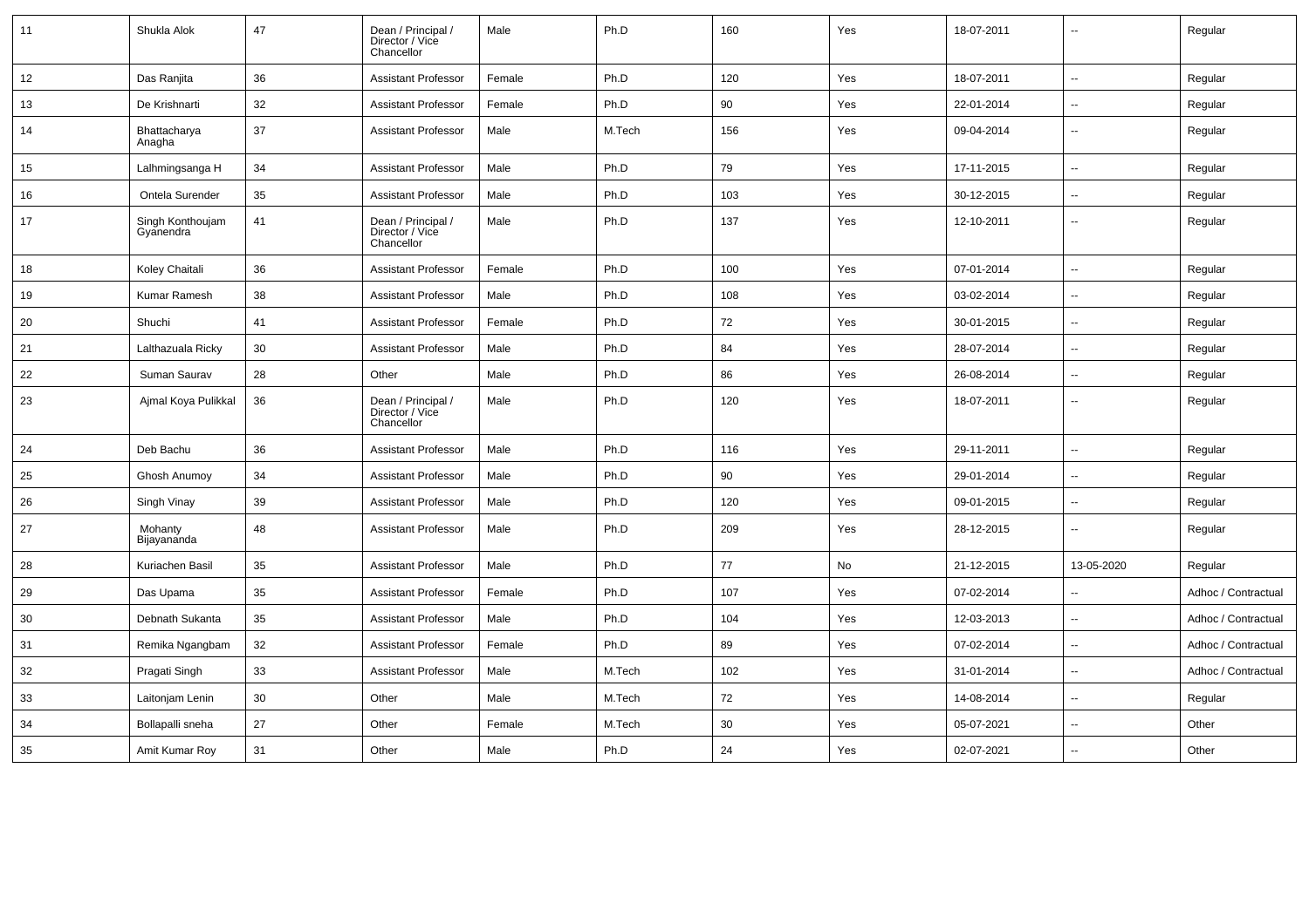| | | | | | | | | | | |
|---|---|---|---|---|---|---|---|---|---|---|
| 11 | Shukla Alok | 47 | Dean / Principal / Director / Vice Chancellor | Male | Ph.D | 160 | Yes | 18-07-2011 | -- | Regular |
| 12 | Das Ranjita | 36 | Assistant Professor | Female | Ph.D | 120 | Yes | 18-07-2011 | -- | Regular |
| 13 | De Krishnarti | 32 | Assistant Professor | Female | Ph.D | 90 | Yes | 22-01-2014 | -- | Regular |
| 14 | Bhattacharya Anagha | 37 | Assistant Professor | Male | M.Tech | 156 | Yes | 09-04-2014 | -- | Regular |
| 15 | Lalhmingsanga H | 34 | Assistant Professor | Male | Ph.D | 79 | Yes | 17-11-2015 | -- | Regular |
| 16 | Ontela Surender | 35 | Assistant Professor | Male | Ph.D | 103 | Yes | 30-12-2015 | -- | Regular |
| 17 | Singh Konthoujam Gyanendra | 41 | Dean / Principal / Director / Vice Chancellor | Male | Ph.D | 137 | Yes | 12-10-2011 | -- | Regular |
| 18 | Koley Chaitali | 36 | Assistant Professor | Female | Ph.D | 100 | Yes | 07-01-2014 | -- | Regular |
| 19 | Kumar Ramesh | 38 | Assistant Professor | Male | Ph.D | 108 | Yes | 03-02-2014 | -- | Regular |
| 20 | Shuchi | 41 | Assistant Professor | Female | Ph.D | 72 | Yes | 30-01-2015 | -- | Regular |
| 21 | Lalthazuala Ricky | 30 | Assistant Professor | Male | Ph.D | 84 | Yes | 28-07-2014 | -- | Regular |
| 22 | Suman Saurav | 28 | Other | Male | Ph.D | 86 | Yes | 26-08-2014 | -- | Regular |
| 23 | Ajmal Koya Pulikkal | 36 | Dean / Principal / Director / Vice Chancellor | Male | Ph.D | 120 | Yes | 18-07-2011 | -- | Regular |
| 24 | Deb Bachu | 36 | Assistant Professor | Male | Ph.D | 116 | Yes | 29-11-2011 | -- | Regular |
| 25 | Ghosh Anumoy | 34 | Assistant Professor | Male | Ph.D | 90 | Yes | 29-01-2014 | -- | Regular |
| 26 | Singh Vinay | 39 | Assistant Professor | Male | Ph.D | 120 | Yes | 09-01-2015 | -- | Regular |
| 27 | Mohanty Bijayananda | 48 | Assistant Professor | Male | Ph.D | 209 | Yes | 28-12-2015 | -- | Regular |
| 28 | Kuriachen Basil | 35 | Assistant Professor | Male | Ph.D | 77 | No | 21-12-2015 | 13-05-2020 | Regular |
| 29 | Das Upama | 35 | Assistant Professor | Female | Ph.D | 107 | Yes | 07-02-2014 | -- | Adhoc / Contractual |
| 30 | Debnath Sukanta | 35 | Assistant Professor | Male | Ph.D | 104 | Yes | 12-03-2013 | -- | Adhoc / Contractual |
| 31 | Remika Ngangbam | 32 | Assistant Professor | Female | Ph.D | 89 | Yes | 07-02-2014 | -- | Adhoc / Contractual |
| 32 | Pragati Singh | 33 | Assistant Professor | Male | M.Tech | 102 | Yes | 31-01-2014 | -- | Adhoc / Contractual |
| 33 | Laitonjam Lenin | 30 | Other | Male | M.Tech | 72 | Yes | 14-08-2014 | -- | Regular |
| 34 | Bollapalli sneha | 27 | Other | Female | M.Tech | 30 | Yes | 05-07-2021 | -- | Other |
| 35 | Amit Kumar Roy | 31 | Other | Male | Ph.D | 24 | Yes | 02-07-2021 | -- | Other |